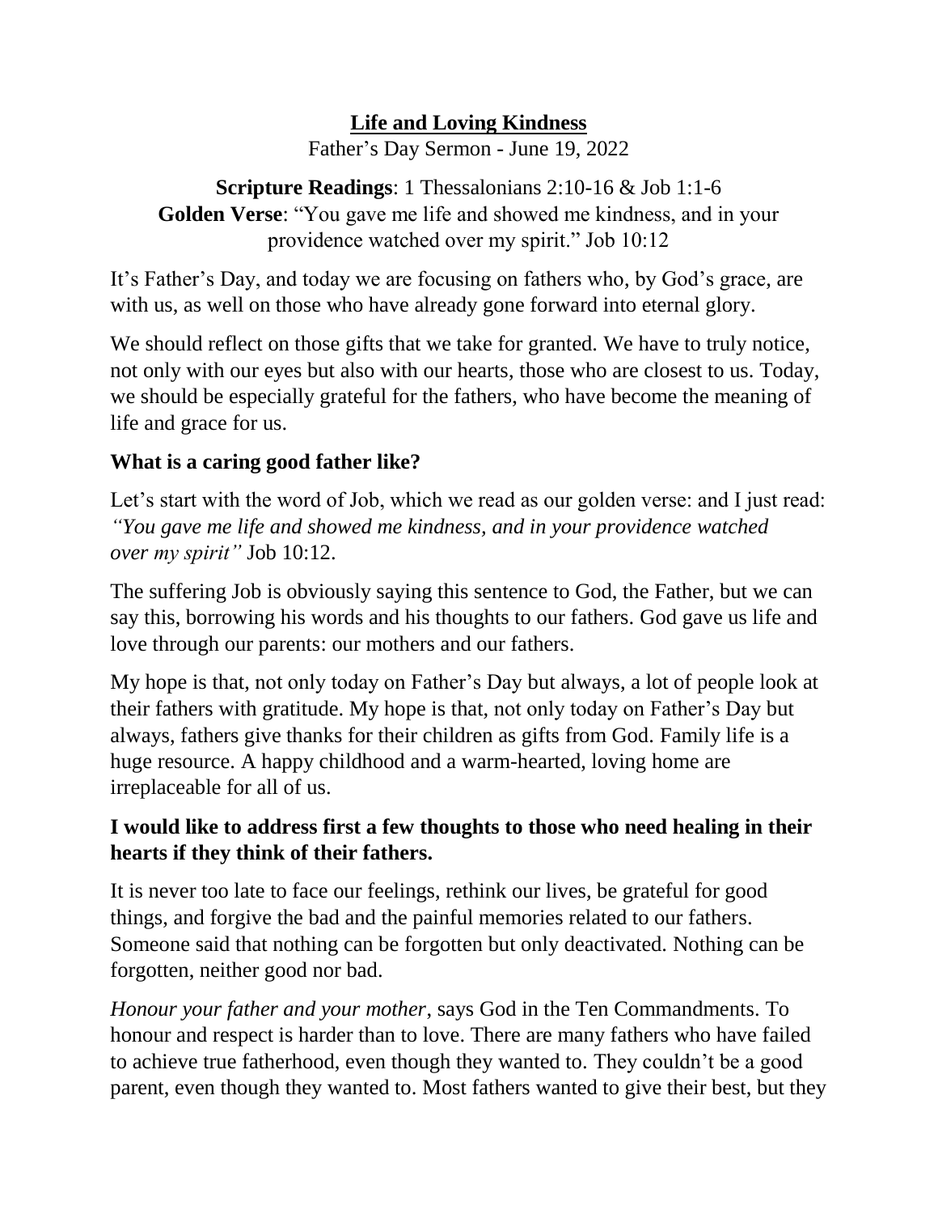# Life and Loving Kindness

Father's Day Sermon - June 19, 2022

**Scripture Readings**: 1 Thessalonians 2:10-16 & Job 1:1-6
**Golden Verse**: "You gave me life and showed me kindness, and in your providence watched over my spirit." Job 10:12

It's Father's Day, and today we are focusing on fathers who, by God's grace, are with us, as well on those who have already gone forward into eternal glory.

We should reflect on those gifts that we take for granted. We have to truly notice, not only with our eyes but also with our hearts, those who are closest to us. Today, we should be especially grateful for the fathers, who have become the meaning of life and grace for us.

## What is a caring good father like?

Let's start with the word of Job, which we read as our golden verse: and I just read: *"You gave me life and showed me kindness, and in your providence watched over my spirit"* Job 10:12.

The suffering Job is obviously saying this sentence to God, the Father, but we can say this, borrowing his words and his thoughts to our fathers. God gave us life and love through our parents: our mothers and our fathers.

My hope is that, not only today on Father's Day but always, a lot of people look at their fathers with gratitude. My hope is that, not only today on Father's Day but always, fathers give thanks for their children as gifts from God. Family life is a huge resource. A happy childhood and a warm-hearted, loving home are irreplaceable for all of us.

## I would like to address first a few thoughts to those who need healing in their hearts if they think of their fathers.

It is never too late to face our feelings, rethink our lives, be grateful for good things, and forgive the bad and the painful memories related to our fathers. Someone said that nothing can be forgotten but only deactivated. Nothing can be forgotten, neither good nor bad.

*Honour your father and your mother*, says God in the Ten Commandments. To honour and respect is harder than to love. There are many fathers who have failed to achieve true fatherhood, even though they wanted to. They couldn't be a good parent, even though they wanted to. Most fathers wanted to give their best, but they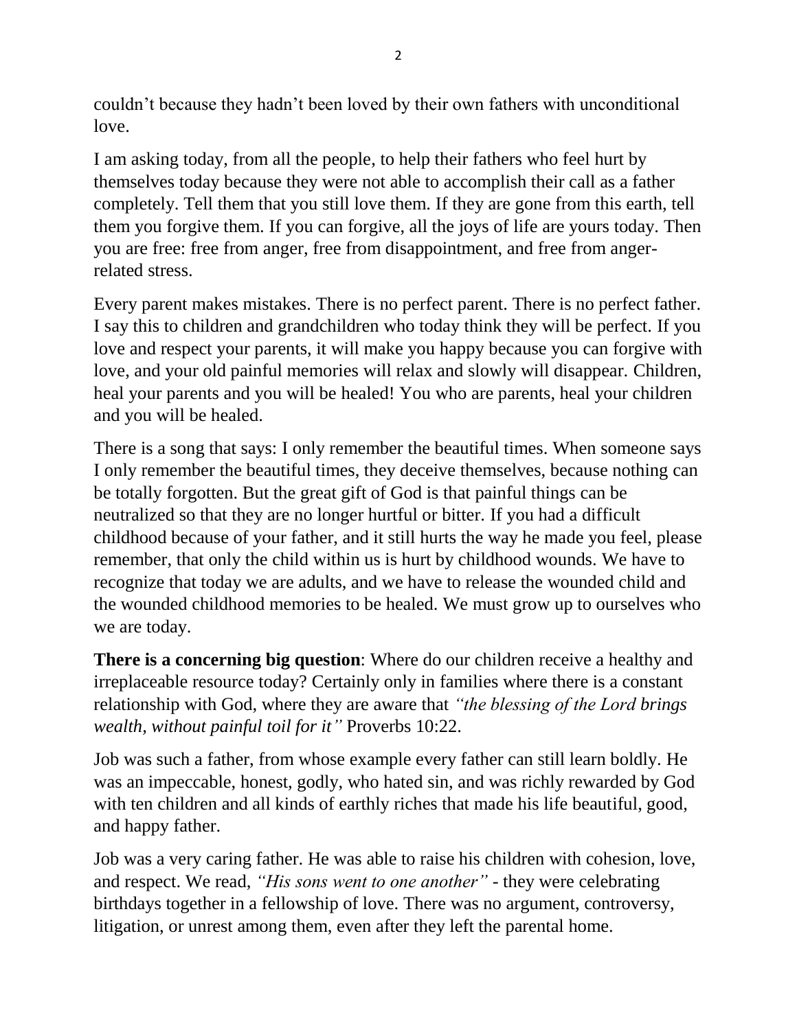couldn't because they hadn't been loved by their own fathers with unconditional love.

I am asking today, from all the people, to help their fathers who feel hurt by themselves today because they were not able to accomplish their call as a father completely. Tell them that you still love them. If they are gone from this earth, tell them you forgive them. If you can forgive, all the joys of life are yours today. Then you are free: free from anger, free from disappointment, and free from anger-related stress.

Every parent makes mistakes. There is no perfect parent. There is no perfect father. I say this to children and grandchildren who today think they will be perfect. If you love and respect your parents, it will make you happy because you can forgive with love, and your old painful memories will relax and slowly will disappear. Children, heal your parents and you will be healed! You who are parents, heal your children and you will be healed.

There is a song that says: I only remember the beautiful times. When someone says I only remember the beautiful times, they deceive themselves, because nothing can be totally forgotten. But the great gift of God is that painful things can be neutralized so that they are no longer hurtful or bitter. If you had a difficult childhood because of your father, and it still hurts the way he made you feel, please remember, that only the child within us is hurt by childhood wounds. We have to recognize that today we are adults, and we have to release the wounded child and the wounded childhood memories to be healed. We must grow up to ourselves who we are today.

**There is a concerning big question**: Where do our children receive a healthy and irreplaceable resource today? Certainly only in families where there is a constant relationship with God, where they are aware that *"the blessing of the Lord brings wealth, without painful toil for it"* Proverbs 10:22.

Job was such a father, from whose example every father can still learn boldly. He was an impeccable, honest, godly, who hated sin, and was richly rewarded by God with ten children and all kinds of earthly riches that made his life beautiful, good, and happy father.

Job was a very caring father. He was able to raise his children with cohesion, love, and respect. We read, *"His sons went to one another"* - they were celebrating birthdays together in a fellowship of love. There was no argument, controversy, litigation, or unrest among them, even after they left the parental home.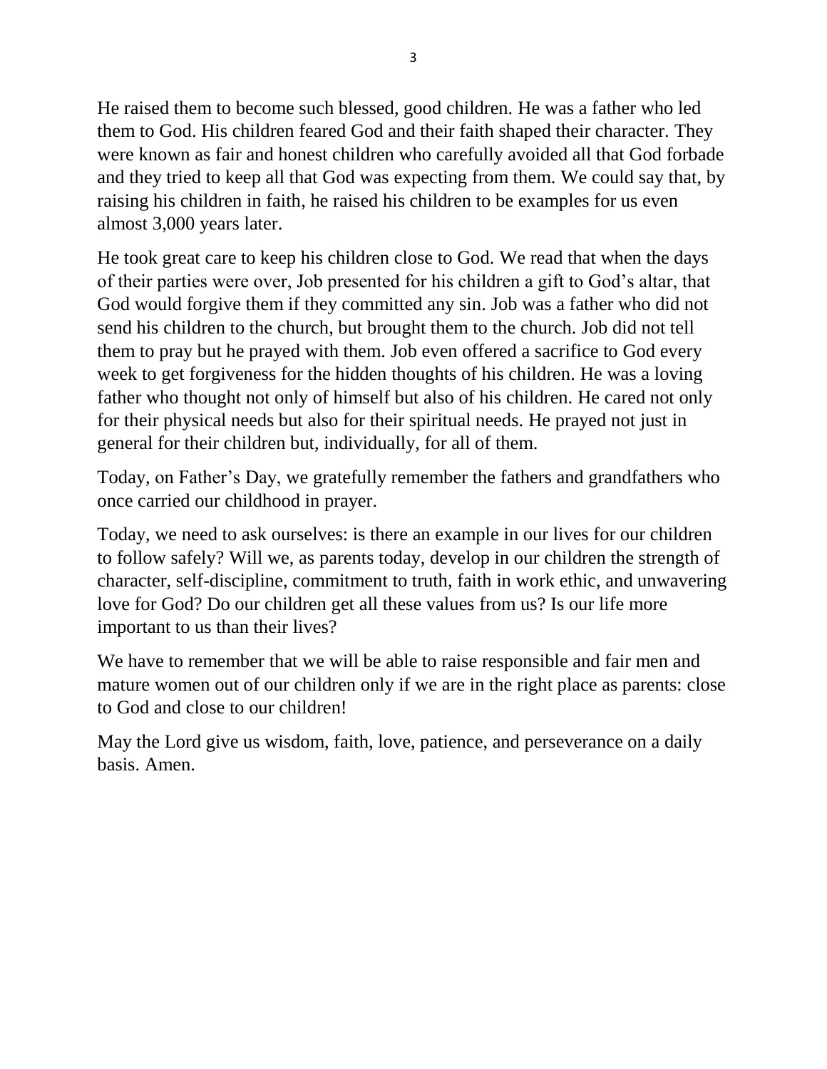He raised them to become such blessed, good children. He was a father who led them to God. His children feared God and their faith shaped their character. They were known as fair and honest children who carefully avoided all that God forbade and they tried to keep all that God was expecting from them. We could say that, by raising his children in faith, he raised his children to be examples for us even almost 3,000 years later.

He took great care to keep his children close to God. We read that when the days of their parties were over, Job presented for his children a gift to God's altar, that God would forgive them if they committed any sin. Job was a father who did not send his children to the church, but brought them to the church. Job did not tell them to pray but he prayed with them. Job even offered a sacrifice to God every week to get forgiveness for the hidden thoughts of his children. He was a loving father who thought not only of himself but also of his children. He cared not only for their physical needs but also for their spiritual needs. He prayed not just in general for their children but, individually, for all of them.

Today, on Father's Day, we gratefully remember the fathers and grandfathers who once carried our childhood in prayer.

Today, we need to ask ourselves: is there an example in our lives for our children to follow safely? Will we, as parents today, develop in our children the strength of character, self-discipline, commitment to truth, faith in work ethic, and unwavering love for God? Do our children get all these values from us? Is our life more important to us than their lives?

We have to remember that we will be able to raise responsible and fair men and mature women out of our children only if we are in the right place as parents: close to God and close to our children!

May the Lord give us wisdom, faith, love, patience, and perseverance on a daily basis. Amen.